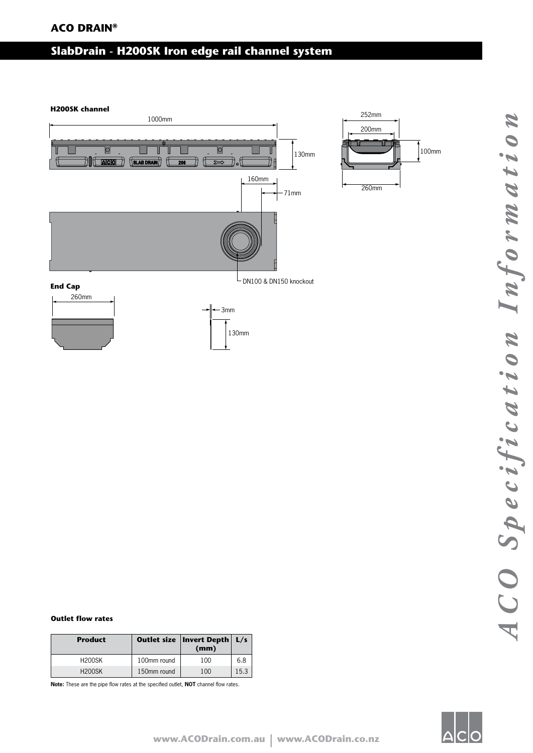**ACO DRAIN®**

# SlabDrain - H200SK Iron edge rail channel system

**H200SK channel**

1000mm

130mm

252mm

200mm

100mm

260mm

160mm

71mm

DN100 & DN150 knockout

**End Cap**

260mm

3mm

130mm

**Outlet flow rates**

| Product | Outlet size | Invert Depth (mm) | L/s |
|---|---|---|---|
| H200SK | 100mm round | 100 | 6.8 |
| H200SK | 150mm round | 100 | 15.3 |

**Note:** These are the pipe flow rates at the specified outlet, **NOT** channel flow rates.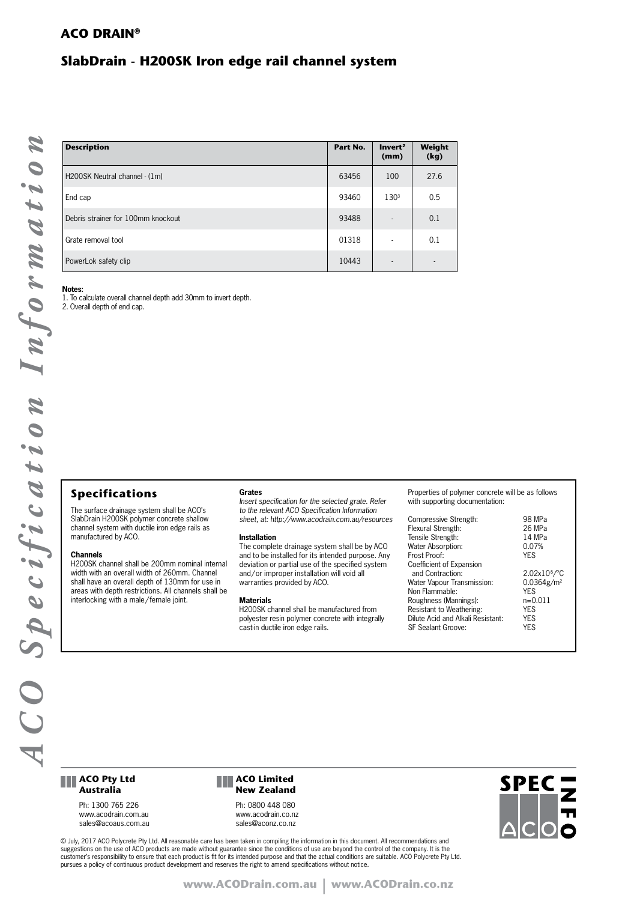## ACO DRAIN®

# SlabDrain - H200SK Iron edge rail channel system

| Description | Part No. | Invert[2] (mm) | Weight (kg) |
|---|---|---|---|
| H200SK Neutral channel - (1m) | 63456 | 100 | 27.6 |
| End cap | 93460 | 130[3] | 0.5 |
| Debris strainer for 100mm knockout | 93488 | - | 0.1 |
| Grate removal tool | 01318 | - | 0.1 |
| PowerLok safety clip | 10443 | - | - |

**Notes:**
1. To calculate overall channel depth add 30mm to invert depth.
2. Overall depth of end cap.

## Specifications

The surface drainage system shall be ACO's SlabDrain H200SK polymer concrete shallow channel system with ductile iron edge rails as manufactured by ACO.

**Channels**
H200SK channel shall be 200mm nominal internal width with an overall width of 260mm. Channel shall have an overall depth of 130mm for use in areas with depth restrictions. All channels shall be interlocking with a male/female joint.

**Grates**
*Insert specification for the selected grate. Refer to the relevant ACO Specification Information sheet, at: http://www.acodrain.com.au/resources*

**Installation**
The complete drainage system shall be by ACO and to be installed for its intended purpose. Any deviation or partial use of the specified system and/or improper installation will void all warranties provided by ACO.

**Materials**
H200SK channel shall be manufactured from polyester resin polymer concrete with integrally cast-in ductile iron edge rails.

Properties of polymer concrete will be as follows with supporting documentation:

| | |
|---|---|
| Compressive Strength: | 98 MPa |
| Flexural Strength: | 26 MPa |
| Tensile Strength: | 14 MPa |
| Water Absorption: | 0.07% |
| Frost Proof: | YES |
| Coefficient of Expansion and Contraction: | $2.02 \times 10^{5}$/°C |
| Water Vapour Transmission: | $0.0364 g/m^2$ |
| Non Flammable: | YES |
| Roughness (Mannings): | n=0.011 |
| Resistant to Weathering: | YES |
| Dilute Acid and Alkali Resistant: | YES |
| SF Sealant Groove: | YES |

**ACO Pty Ltd Australia**
Ph: 1300 765 226
www.acodrain.com.au
sales@acoaus.com.au

**ACO Limited New Zealand**
Ph: 0800 448 080
www.acodrain.co.nz
sales@aconz.co.nz

© July, 2017 ACO Polycrete Pty Ltd. All reasonable care has been taken in compiling the information in this document. All recommendations and suggestions on the use of ACO products are made without guarantee since the conditions of use are beyond the control of the company. It is the customer's responsibility to ensure that each product is fit for its intended purpose and that the actual conditions are suitable. ACO Polycrete Pty Ltd. pursues a policy of continuous product development and reserves the right to amend specifications without notice.

www.ACODrain.com.au | www.ACODrain.co.nz